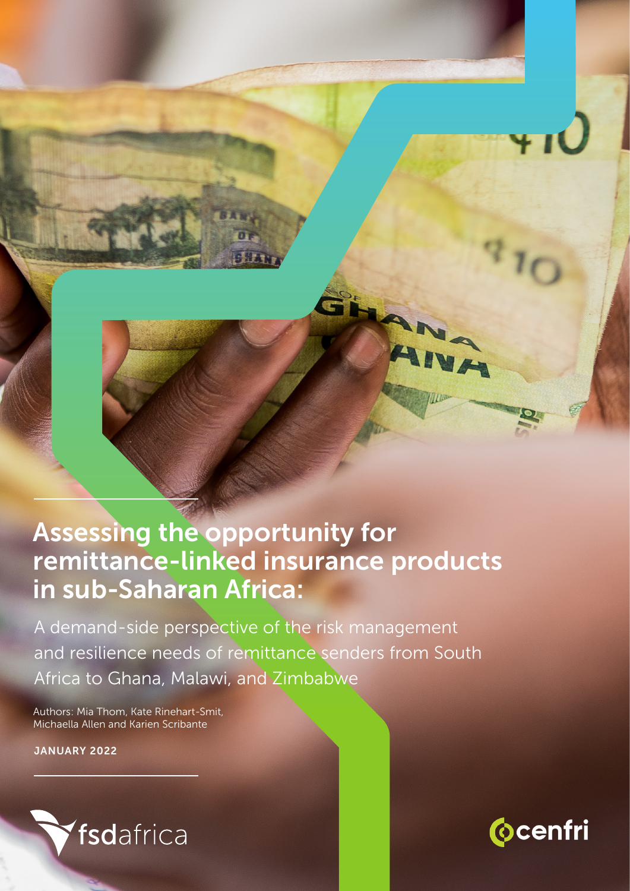# Assessing the opportunity for remittance-linked insurance products in sub-Saharan Africa:

A demand-side perspective of the risk management and resilience needs of remittance senders from South Africa to Ghana, Malawi, and Zimbabwe

Authors: Mia Thom, Kate Rinehart-Smit, Michaella Allen and Karien Scribante

**JANUARY 2022**

fsdafrica

cenfri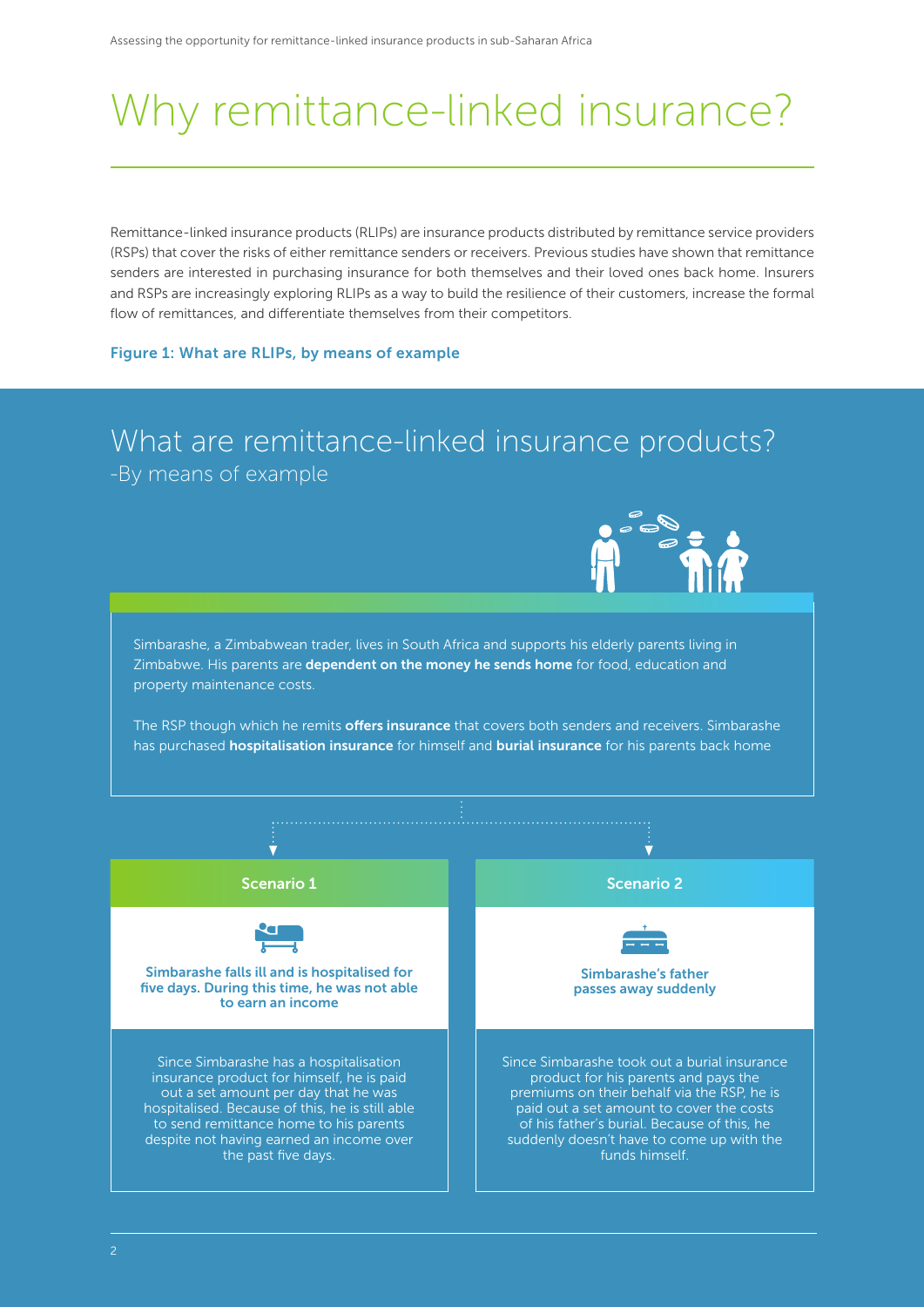# Why remittance-linked insurance?

Remittance-linked insurance products (RLIPs) are insurance products distributed by remittance service providers (RSPs) that cover the risks of either remittance senders or receivers. Previous studies have shown that remittance senders are interested in purchasing insurance for both themselves and their loved ones back home. Insurers and RSPs are increasingly exploring RLIPs as a way to build the resilience of their customers, increase the formal flow of remittances, and differentiate themselves from their competitors.

**Figure 1: What are RLIPs, by means of example**

## What are remittance-linked insurance products?

-By means of example

Simbarashe, a Zimbabwean trader, lives in South Africa and supports his elderly parents living in Zimbabwe. His parents are **dependent on the money he sends home** for food, education and property maintenance costs.

The RSP though which he remits **offers insurance** that covers both senders and receivers. Simbarashe has purchased **hospitalisation insurance** for himself and **burial insurance** for his parents back home

### Scenario 1

**Simbarashe falls ill and is hospitalised for five days. During this time, he was not able to earn an income**

Since Simbarashe has a hospitalisation insurance product for himself, he is paid out a set amount per day that he was hospitalised. Because of this, he is still able to send remittance home to his parents despite not having earned an income over the past five days.

### Scenario 2

**Simbarashe's father passes away suddenly**

Since Simbarashe took out a burial insurance product for his parents and pays the premiums on their behalf via the RSP, he is paid out a set amount to cover the costs of his father's burial. Because of this, he suddenly doesn't have to come up with the funds himself.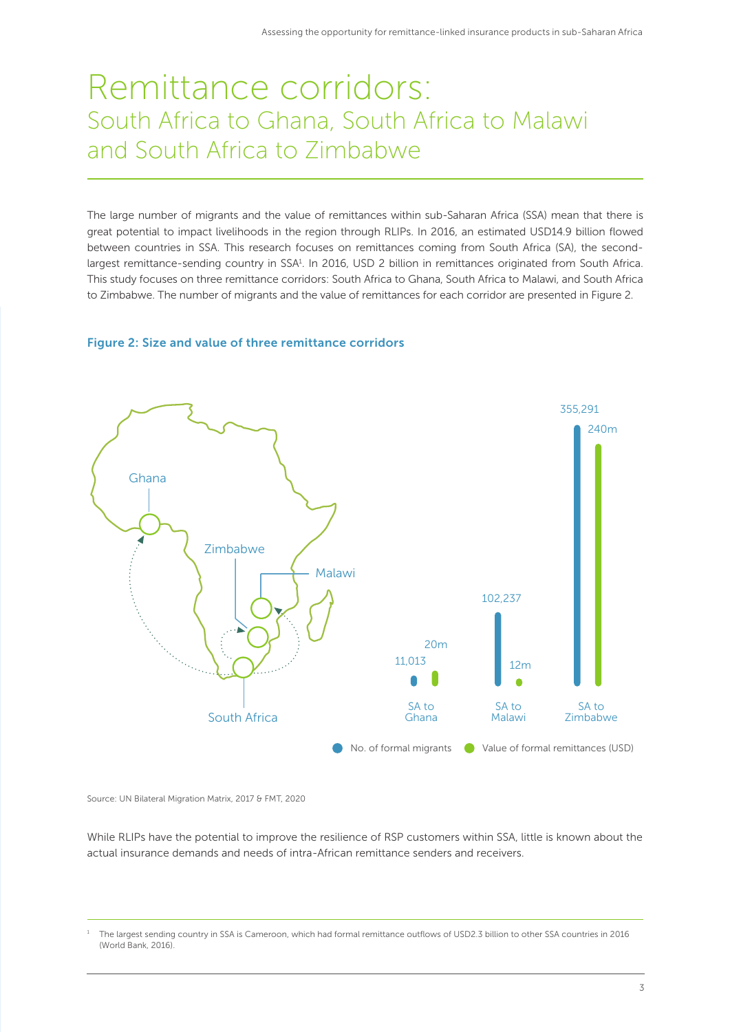# Remittance corridors:

## South Africa to Ghana, South Africa to Malawi and South Africa to Zimbabwe

The large number of migrants and the value of remittances within sub-Saharan Africa (SSA) mean that there is great potential to impact livelihoods in the region through RLIPs. In 2016, an estimated USD14.9 billion flowed between countries in SSA. This research focuses on remittances coming from South Africa (SA), the second-largest remittance-sending country in SSA[1]. In 2016, USD 2 billion in remittances originated from South Africa. This study focuses on three remittance corridors: South Africa to Ghana, South Africa to Malawi, and South Africa to Zimbabwe. The number of migrants and the value of remittances for each corridor are presented in Figure 2.

**Figure 2: Size and value of three remittance corridors**

| Corridor | No. of formal migrants | Value of formal remittances (USD) |
|---|---|---|
| SA to Ghana | 11,013 | 20m |
| SA to Malawi | 102,237 | 12m |
| SA to Zimbabwe | 355,291 | 240m |

Source: UN Bilateral Migration Matrix, 2017 & FMT, 2020

While RLIPs have the potential to improve the resilience of RSP customers within SSA, little is known about the actual insurance demands and needs of intra-African remittance senders and receivers.

---

[1] The largest sending country in SSA is Cameroon, which had formal remittance outflows of USD2.3 billion to other SSA countries in 2016 (World Bank, 2016).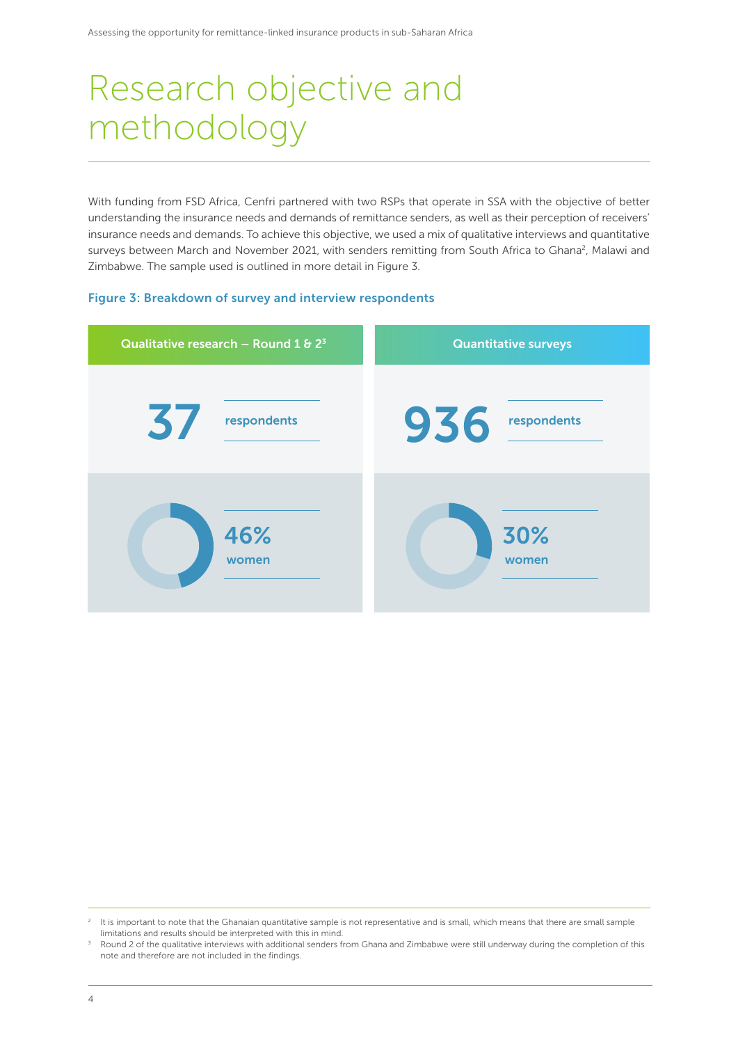# Research objective and methodology

With funding from FSD Africa, Cenfri partnered with two RSPs that operate in SSA with the objective of better understanding the insurance needs and demands of remittance senders, as well as their perception of receivers' insurance needs and demands. To achieve this objective, we used a mix of qualitative interviews and quantitative surveys between March and November 2021, with senders remitting from South Africa to Ghana[2], Malawi and Zimbabwe. The sample used is outlined in more detail in Figure 3.

**Figure 3: Breakdown of survey and interview respondents**

| Qualitative research – Round 1 & 2[3] | Quantitative surveys |
| --- | --- |
| 37 respondents | 936 respondents |
| 46% women | 30% women |

[2] It is important to note that the Ghanaian quantitative sample is not representative and is small, which means that there are small sample limitations and results should be interpreted with this in mind.

[3] Round 2 of the qualitative interviews with additional senders from Ghana and Zimbabwe were still underway during the completion of this note and therefore are not included in the findings.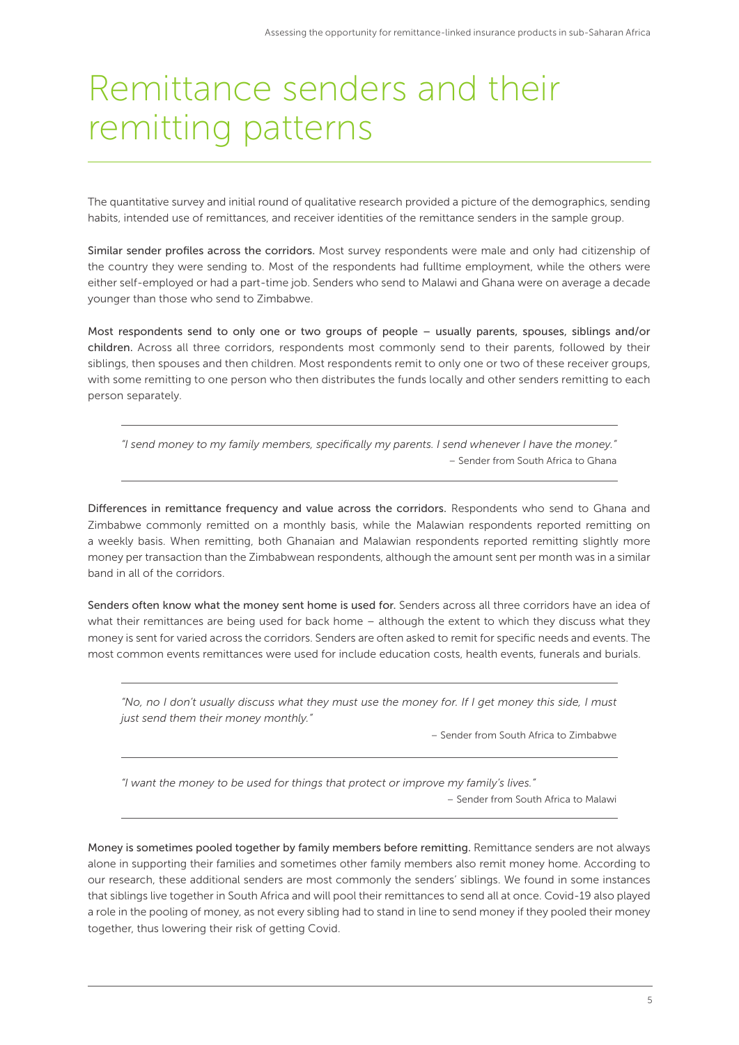# Remittance senders and their remitting patterns

The quantitative survey and initial round of qualitative research provided a picture of the demographics, sending habits, intended use of remittances, and receiver identities of the remittance senders in the sample group.

**Similar sender profiles across the corridors.** Most survey respondents were male and only had citizenship of the country they were sending to. Most of the respondents had fulltime employment, while the others were either self-employed or had a part-time job. Senders who send to Malawi and Ghana were on average a decade younger than those who send to Zimbabwe.

**Most respondents send to only one or two groups of people – usually parents, spouses, siblings and/or children.** Across all three corridors, respondents most commonly send to their parents, followed by their siblings, then spouses and then children. Most respondents remit to only one or two of these receiver groups, with some remitting to one person who then distributes the funds locally and other senders remitting to each person separately.

> *"I send money to my family members, specifically my parents. I send whenever I have the money."*
>
> – Sender from South Africa to Ghana

**Differences in remittance frequency and value across the corridors.** Respondents who send to Ghana and Zimbabwe commonly remitted on a monthly basis, while the Malawian respondents reported remitting on a weekly basis. When remitting, both Ghanaian and Malawian respondents reported remitting slightly more money per transaction than the Zimbabwean respondents, although the amount sent per month was in a similar band in all of the corridors.

**Senders often know what the money sent home is used for.** Senders across all three corridors have an idea of what their remittances are being used for back home – although the extent to which they discuss what they money is sent for varied across the corridors. Senders are often asked to remit for specific needs and events. The most common events remittances were used for include education costs, health events, funerals and burials.

> *"No, no I don't usually discuss what they must use the money for. If I get money this side, I must just send them their money monthly."*
>
> – Sender from South Africa to Zimbabwe

> *"I want the money to be used for things that protect or improve my family's lives."*
>
> – Sender from South Africa to Malawi

**Money is sometimes pooled together by family members before remitting.** Remittance senders are not always alone in supporting their families and sometimes other family members also remit money home. According to our research, these additional senders are most commonly the senders' siblings. We found in some instances that siblings live together in South Africa and will pool their remittances to send all at once. Covid-19 also played a role in the pooling of money, as not every sibling had to stand in line to send money if they pooled their money together, thus lowering their risk of getting Covid.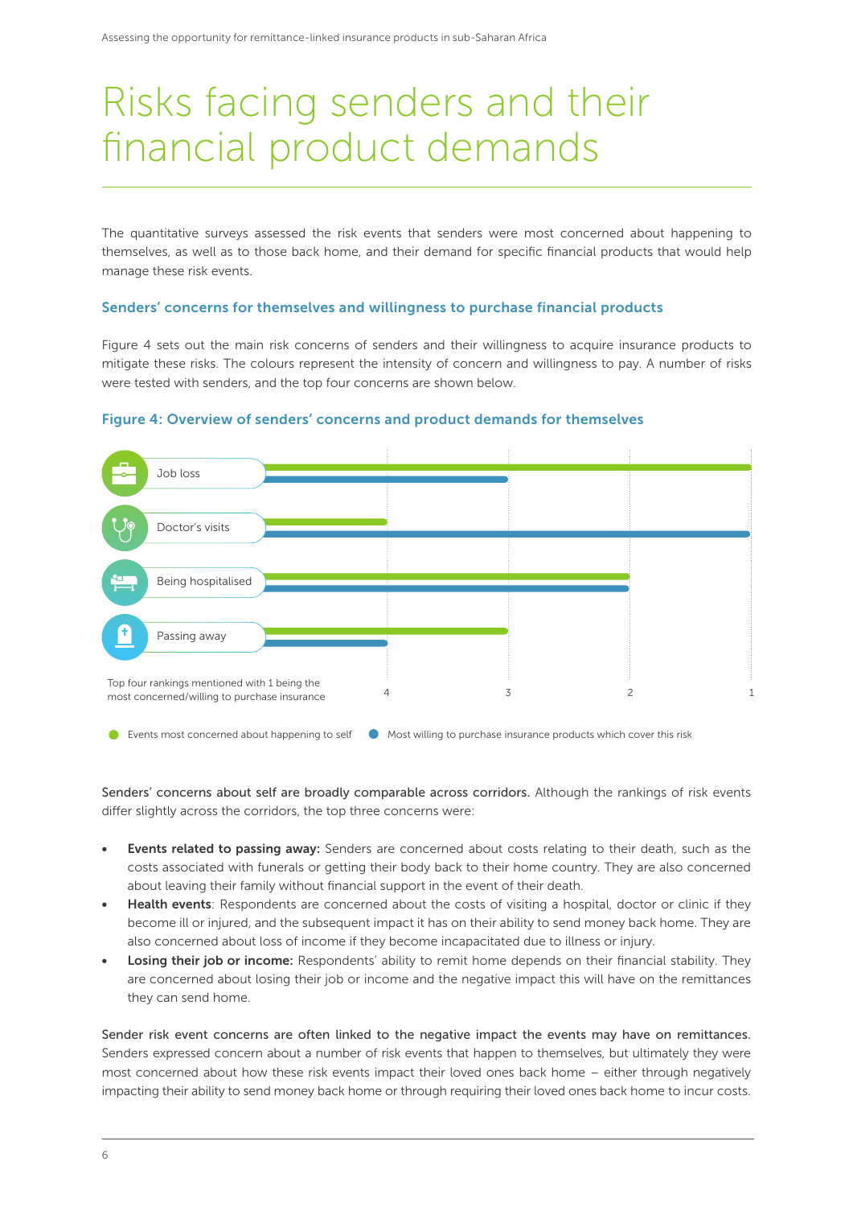# Risks facing senders and their financial product demands

The quantitative surveys assessed the risk events that senders were most concerned about happening to themselves, as well as to those back home, and their demand for specific financial products that would help manage these risk events.

### Senders' concerns for themselves and willingness to purchase financial products

Figure 4 sets out the main risk concerns of senders and their willingness to acquire insurance products to mitigate these risks. The colours represent the intensity of concern and willingness to pay. A number of risks were tested with senders, and the top four concerns are shown below.

**Figure 4: Overview of senders' concerns and product demands for themselves**

| Risk | Events most concerned about happening to self | Most willing to purchase insurance products which cover this risk |
|---|---|---|
| Job loss | 1 | 3 |
| Doctor's visits | 4 | 1 |
| Being hospitalised | 2 | 2 |
| Passing away | 3 | 4 |

Top four rankings mentioned with 1 being the most concerned/willing to purchase insurance

**Senders' concerns about self are broadly comparable across corridors.** Although the rankings of risk events differ slightly across the corridors, the top three concerns were:

- **Events related to passing away:** Senders are concerned about costs relating to their death, such as the costs associated with funerals or getting their body back to their home country. They are also concerned about leaving their family without financial support in the event of their death.
- **Health events**: Respondents are concerned about the costs of visiting a hospital, doctor or clinic if they become ill or injured, and the subsequent impact it has on their ability to send money back home. They are also concerned about loss of income if they become incapacitated due to illness or injury.
- **Losing their job or income:** Respondents' ability to remit home depends on their financial stability. They are concerned about losing their job or income and the negative impact this will have on the remittances they can send home.

**Sender risk event concerns are often linked to the negative impact the events may have on remittances.** Senders expressed concern about a number of risk events that happen to themselves, but ultimately they were most concerned about how these risk events impact their loved ones back home – either through negatively impacting their ability to send money back home or through requiring their loved ones back home to incur costs.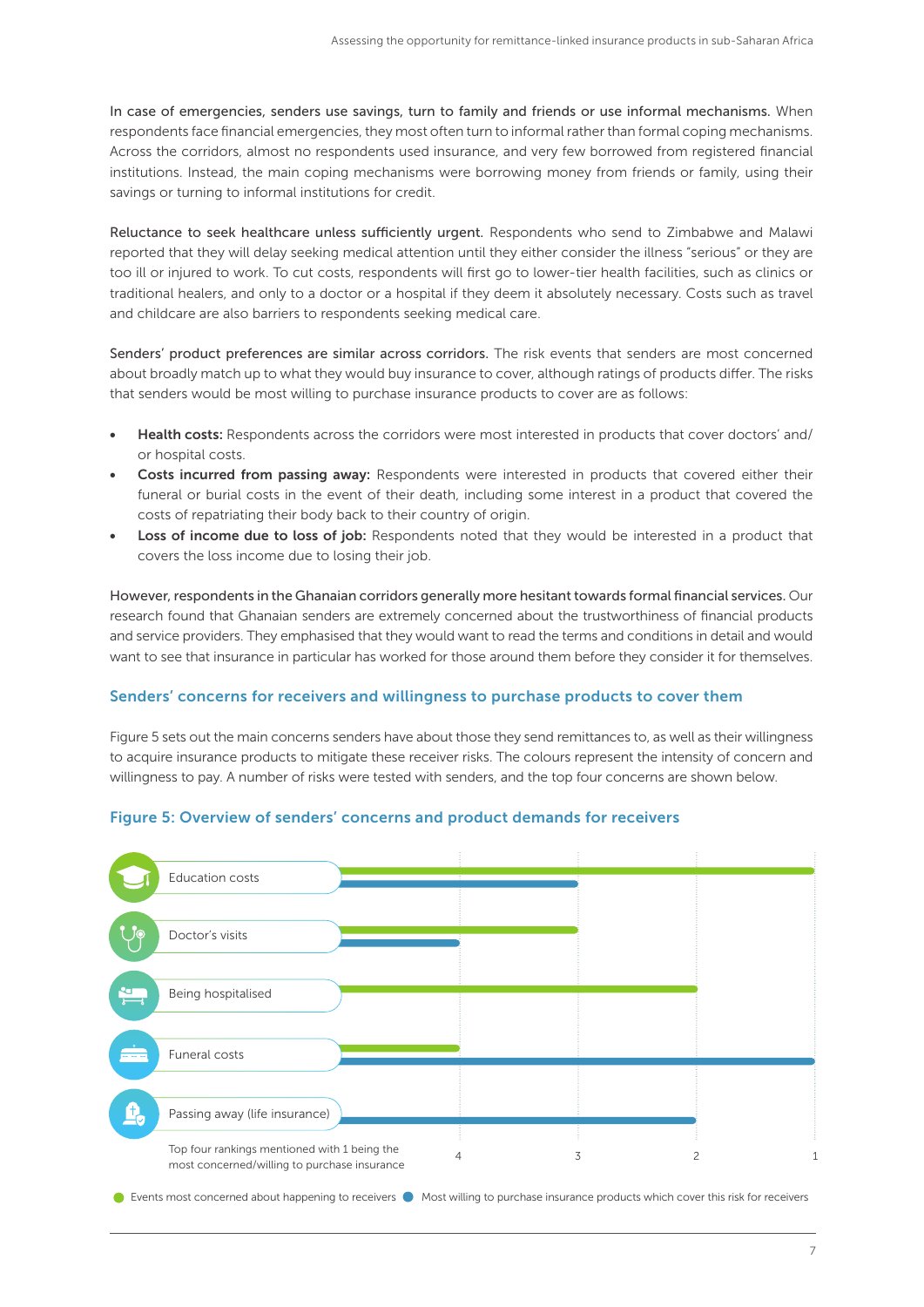**In case of emergencies, senders use savings, turn to family and friends or use informal mechanisms.** When respondents face financial emergencies, they most often turn to informal rather than formal coping mechanisms. Across the corridors, almost no respondents used insurance, and very few borrowed from registered financial institutions. Instead, the main coping mechanisms were borrowing money from friends or family, using their savings or turning to informal institutions for credit.

**Reluctance to seek healthcare unless sufficiently urgent.** Respondents who send to Zimbabwe and Malawi reported that they will delay seeking medical attention until they either consider the illness "serious" or they are too ill or injured to work. To cut costs, respondents will first go to lower-tier health facilities, such as clinics or traditional healers, and only to a doctor or a hospital if they deem it absolutely necessary. Costs such as travel and childcare are also barriers to respondents seeking medical care.

**Senders' product preferences are similar across corridors.** The risk events that senders are most concerned about broadly match up to what they would buy insurance to cover, although ratings of products differ. The risks that senders would be most willing to purchase insurance products to cover are as follows:

- **Health costs:** Respondents across the corridors were most interested in products that cover doctors' and/or hospital costs.
- **Costs incurred from passing away:** Respondents were interested in products that covered either their funeral or burial costs in the event of their death, including some interest in a product that covered the costs of repatriating their body back to their country of origin.
- **Loss of income due to loss of job:** Respondents noted that they would be interested in a product that covers the loss income due to losing their job.

**However, respondents in the Ghanaian corridors generally more hesitant towards formal financial services.** Our research found that Ghanaian senders are extremely concerned about the trustworthiness of financial products and service providers. They emphasised that they would want to read the terms and conditions in detail and would want to see that insurance in particular has worked for those around them before they consider it for themselves.

## Senders' concerns for receivers and willingness to purchase products to cover them

Figure 5 sets out the main concerns senders have about those they send remittances to, as well as their willingness to acquire insurance products to mitigate these receiver risks. The colours represent the intensity of concern and willingness to pay. A number of risks were tested with senders, and the top four concerns are shown below.

### Figure 5: Overview of senders' concerns and product demands for receivers

| Risk | Events most concerned about happening to receivers | Most willing to purchase insurance products which cover this risk for receivers |
|---|---|---|
| Education costs | 1 | 3 |
| Doctor's visits | 3 | 4 |
| Being hospitalised | 2 | |
| Funeral costs | 4 | 1 |
| Passing away (life insurance) | | 2 |

Top four rankings mentioned with 1 being the most concerned/willing to purchase insurance

● Events most concerned about happening to receivers ● Most willing to purchase insurance products which cover this risk for receivers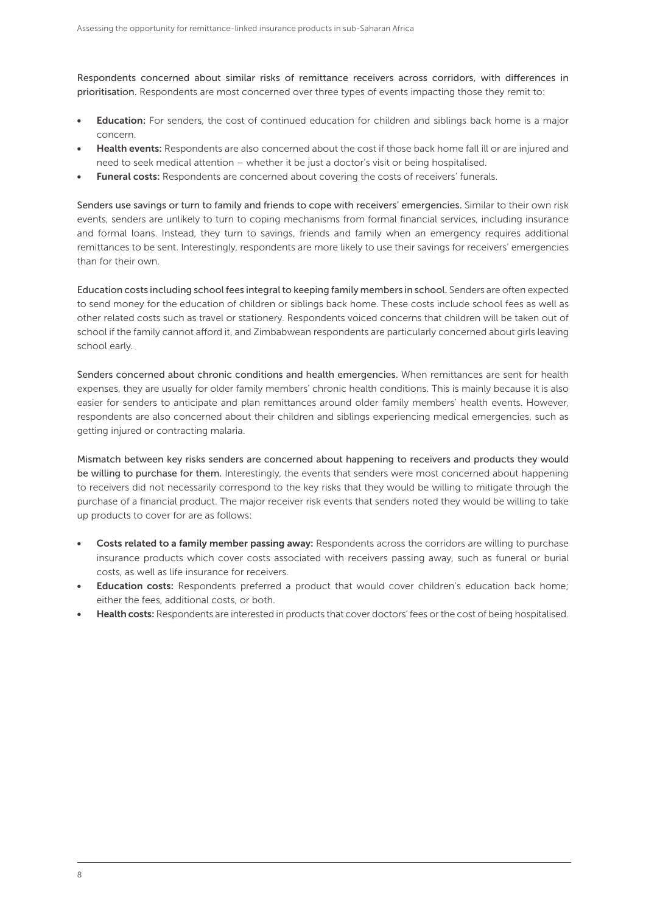**Respondents concerned about similar risks of remittance receivers across corridors, with differences in prioritisation.** Respondents are most concerned over three types of events impacting those they remit to:

- **Education:** For senders, the cost of continued education for children and siblings back home is a major concern.
- **Health events:** Respondents are also concerned about the cost if those back home fall ill or are injured and need to seek medical attention – whether it be just a doctor's visit or being hospitalised.
- **Funeral costs:** Respondents are concerned about covering the costs of receivers' funerals.

**Senders use savings or turn to family and friends to cope with receivers' emergencies.** Similar to their own risk events, senders are unlikely to turn to coping mechanisms from formal financial services, including insurance and formal loans. Instead, they turn to savings, friends and family when an emergency requires additional remittances to be sent. Interestingly, respondents are more likely to use their savings for receivers' emergencies than for their own.

**Education costs including school fees integral to keeping family members in school.** Senders are often expected to send money for the education of children or siblings back home. These costs include school fees as well as other related costs such as travel or stationery. Respondents voiced concerns that children will be taken out of school if the family cannot afford it, and Zimbabwean respondents are particularly concerned about girls leaving school early.

**Senders concerned about chronic conditions and health emergencies.** When remittances are sent for health expenses, they are usually for older family members' chronic health conditions. This is mainly because it is also easier for senders to anticipate and plan remittances around older family members' health events. However, respondents are also concerned about their children and siblings experiencing medical emergencies, such as getting injured or contracting malaria.

**Mismatch between key risks senders are concerned about happening to receivers and products they would be willing to purchase for them.** Interestingly, the events that senders were most concerned about happening to receivers did not necessarily correspond to the key risks that they would be willing to mitigate through the purchase of a financial product. The major receiver risk events that senders noted they would be willing to take up products to cover for are as follows:

- **Costs related to a family member passing away:** Respondents across the corridors are willing to purchase insurance products which cover costs associated with receivers passing away, such as funeral or burial costs, as well as life insurance for receivers.
- **Education costs:** Respondents preferred a product that would cover children's education back home; either the fees, additional costs, or both.
- **Health costs:** Respondents are interested in products that cover doctors' fees or the cost of being hospitalised.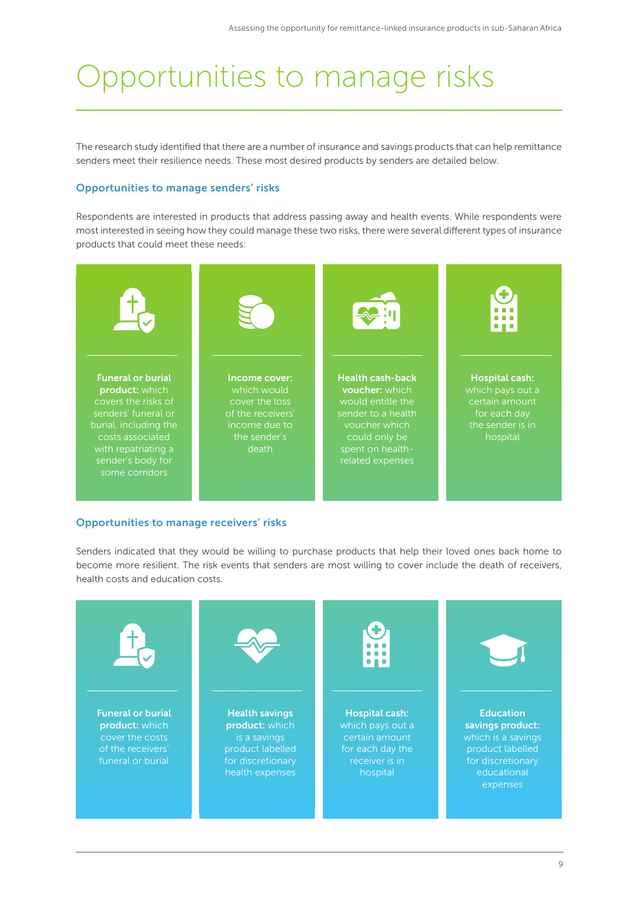# Opportunities to manage risks

The research study identified that there are a number of insurance and savings products that can help remittance senders meet their resilience needs. These most desired products by senders are detailed below.

### Opportunities to manage senders' risks

Respondents are interested in products that address passing away and health events. While respondents were most interested in seeing how they could manage these two risks, there were several different types of insurance products that could meet these needs:

- **Funeral or burial product:** which covers the risks of senders' funeral or burial, including the costs associated with repatriating a sender's body for some corridors
- **Income cover:** which would cover the loss of the receivers' income due to the sender's death
- **Health cash-back voucher:** which would entitle the sender to a health voucher which could only be spent on health-related expenses
- **Hospital cash:** which pays out a certain amount for each day the sender is in hospital

### Opportunities to manage receivers' risks

Senders indicated that they would be willing to purchase products that help their loved ones back home to become more resilient. The risk events that senders are most willing to cover include the death of receivers, health costs and education costs.

- **Funeral or burial product:** which cover the costs of the receivers' funeral or burial
- **Health savings product:** which is a savings product labelled for discretionary health expenses
- **Hospital cash:** which pays out a certain amount for each day the receiver is in hospital
- **Education savings product:** which is a savings product labelled for discretionary educational expenses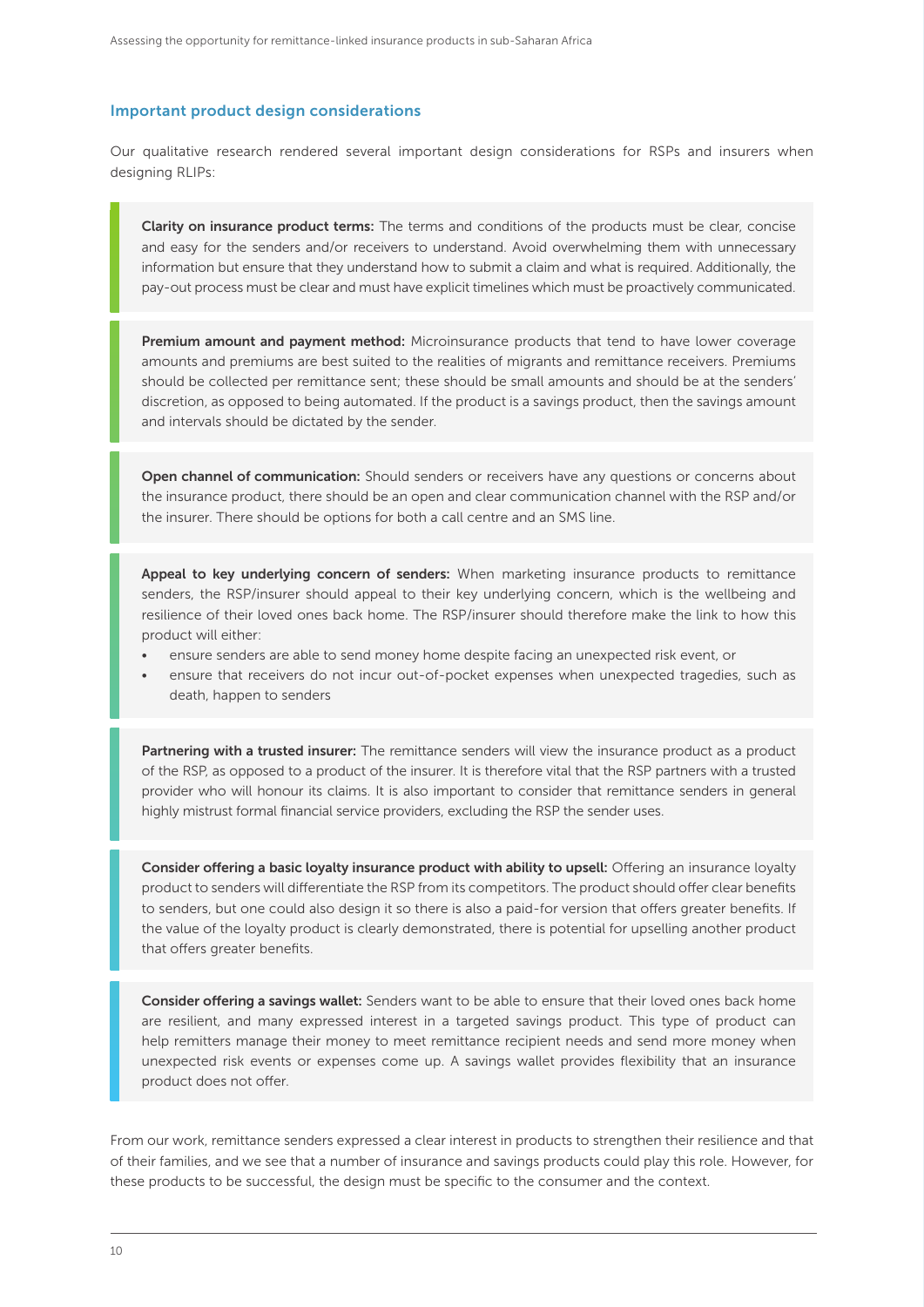## Important product design considerations

Our qualitative research rendered several important design considerations for RSPs and insurers when designing RLIPs:

**Clarity on insurance product terms:** The terms and conditions of the products must be clear, concise and easy for the senders and/or receivers to understand. Avoid overwhelming them with unnecessary information but ensure that they understand how to submit a claim and what is required. Additionally, the pay-out process must be clear and must have explicit timelines which must be proactively communicated.

**Premium amount and payment method:** Microinsurance products that tend to have lower coverage amounts and premiums are best suited to the realities of migrants and remittance receivers. Premiums should be collected per remittance sent; these should be small amounts and should be at the senders' discretion, as opposed to being automated. If the product is a savings product, then the savings amount and intervals should be dictated by the sender.

**Open channel of communication:** Should senders or receivers have any questions or concerns about the insurance product, there should be an open and clear communication channel with the RSP and/or the insurer. There should be options for both a call centre and an SMS line.

**Appeal to key underlying concern of senders:** When marketing insurance products to remittance senders, the RSP/insurer should appeal to their key underlying concern, which is the wellbeing and resilience of their loved ones back home. The RSP/insurer should therefore make the link to how this product will either:

- ensure senders are able to send money home despite facing an unexpected risk event, or
- ensure that receivers do not incur out-of-pocket expenses when unexpected tragedies, such as death, happen to senders

**Partnering with a trusted insurer:** The remittance senders will view the insurance product as a product of the RSP, as opposed to a product of the insurer. It is therefore vital that the RSP partners with a trusted provider who will honour its claims. It is also important to consider that remittance senders in general highly mistrust formal financial service providers, excluding the RSP the sender uses.

**Consider offering a basic loyalty insurance product with ability to upsell:** Offering an insurance loyalty product to senders will differentiate the RSP from its competitors. The product should offer clear benefits to senders, but one could also design it so there is also a paid-for version that offers greater benefits. If the value of the loyalty product is clearly demonstrated, there is potential for upselling another product that offers greater benefits.

**Consider offering a savings wallet:** Senders want to be able to ensure that their loved ones back home are resilient, and many expressed interest in a targeted savings product. This type of product can help remitters manage their money to meet remittance recipient needs and send more money when unexpected risk events or expenses come up. A savings wallet provides flexibility that an insurance product does not offer.

From our work, remittance senders expressed a clear interest in products to strengthen their resilience and that of their families, and we see that a number of insurance and savings products could play this role. However, for these products to be successful, the design must be specific to the consumer and the context.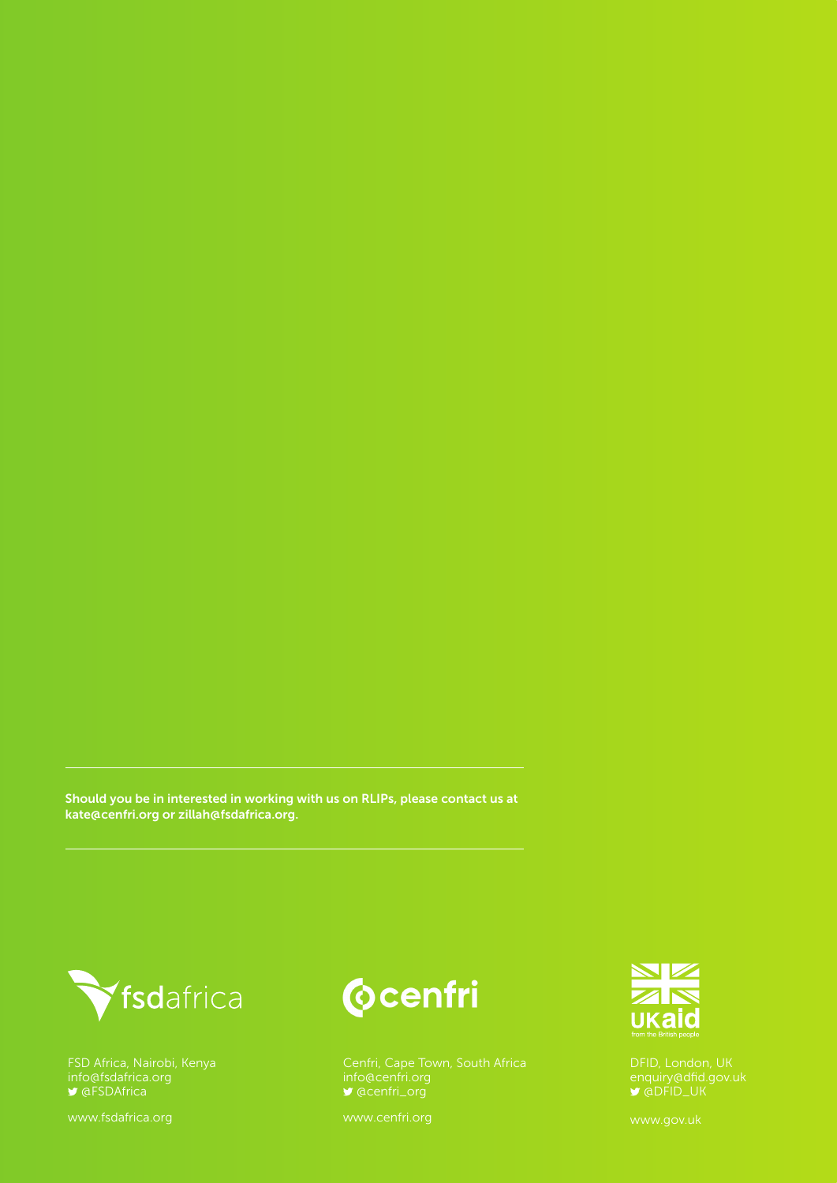**Should you be in interested in working with us on RLIPs, please contact us at kate@cenfri.org or zillah@fsdafrica.org.**

fsdafrica

FSD Africa, Nairobi, Kenya
info@fsdafrica.org
@FSDAfrica

www.fsdafrica.org

cenfri

Cenfri, Cape Town, South Africa
info@cenfri.org
@cenfri_org

www.cenfri.org

UKaid
from the British people

DFID, London, UK
enquiry@dfid.gov.uk
@DFID_UK

www.gov.uk